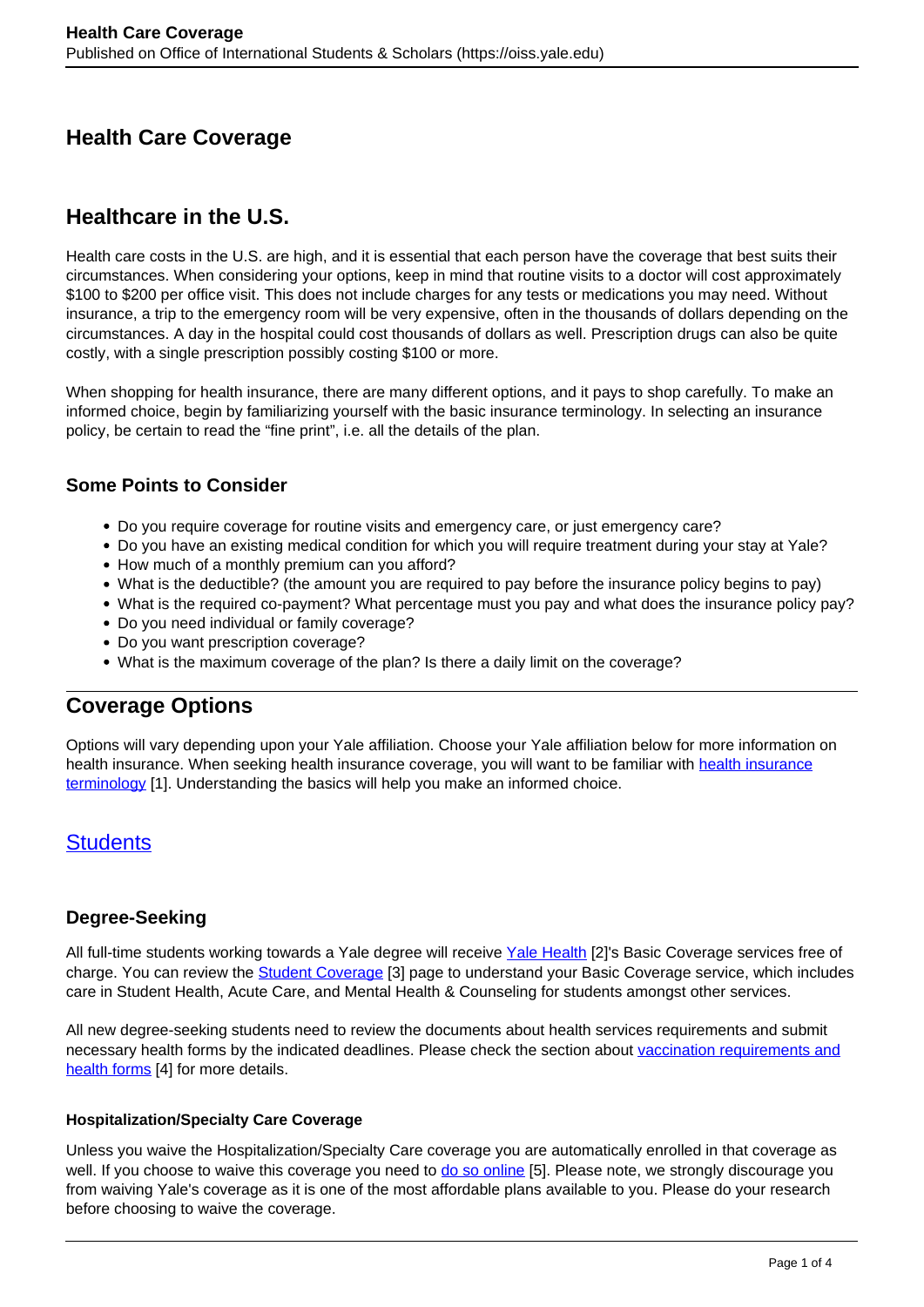# Health Care Coverage

## Healthcare in the U.S.

Health care costs in the U.S. are high, and it is essential that each person have the coverage that best suits their circumstances. When considering your options, keep in mind that routine visits to a doctor will cost approximately $100 to $200 per office visit. This does not include charges for any tests or medications you may need. Without insurance, a trip to the emergency room will be very expensive, often in the thousands of dollars depending on the circumstances. A day in the hospital could cost thousands of dollars as well. Prescription drugs can also be quite costly, with a single prescription possibly costing $100 or more.

When shopping for health insurance, there are many different options, and it pays to shop carefully. To make an informed choice, begin by familiarizing yourself with the basic insurance terminology. In selecting an insurance policy, be certain to read the "fine print", i.e. all the details of the plan.

### Some Points to Consider

- Do you require coverage for routine visits and emergency care, or just emergency care?
- Do you have an existing medical condition for which you will require treatment during your stay at Yale?
- How much of a monthly premium can you afford?
- What is the deductible? (the amount you are required to pay before the insurance policy begins to pay)
- What is the required co-payment? What percentage must you pay and what does the insurance policy pay?
- Do you need individual or family coverage?
- Do you want prescription coverage?
- What is the maximum coverage of the plan? Is there a daily limit on the coverage?

## Coverage Options

Options will vary depending upon your Yale affiliation. Choose your Yale affiliation below for more information on health insurance. When seeking health insurance coverage, you will want to be familiar with health insurance terminology [1]. Understanding the basics will help you make an informed choice.

## Students

### Degree-Seeking

All full-time students working towards a Yale degree will receive Yale Health [2]'s Basic Coverage services free of charge. You can review the Student Coverage [3] page to understand your Basic Coverage service, which includes care in Student Health, Acute Care, and Mental Health & Counseling for students amongst other services.

All new degree-seeking students need to review the documents about health services requirements and submit necessary health forms by the indicated deadlines. Please check the section about vaccination requirements and health forms [4] for more details.

#### Hospitalization/Specialty Care Coverage

Unless you waive the Hospitalization/Specialty Care coverage you are automatically enrolled in that coverage as well. If you choose to waive this coverage you need to do so online [5]. Please note, we strongly discourage you from waiving Yale's coverage as it is one of the most affordable plans available to you. Please do your research before choosing to waive the coverage.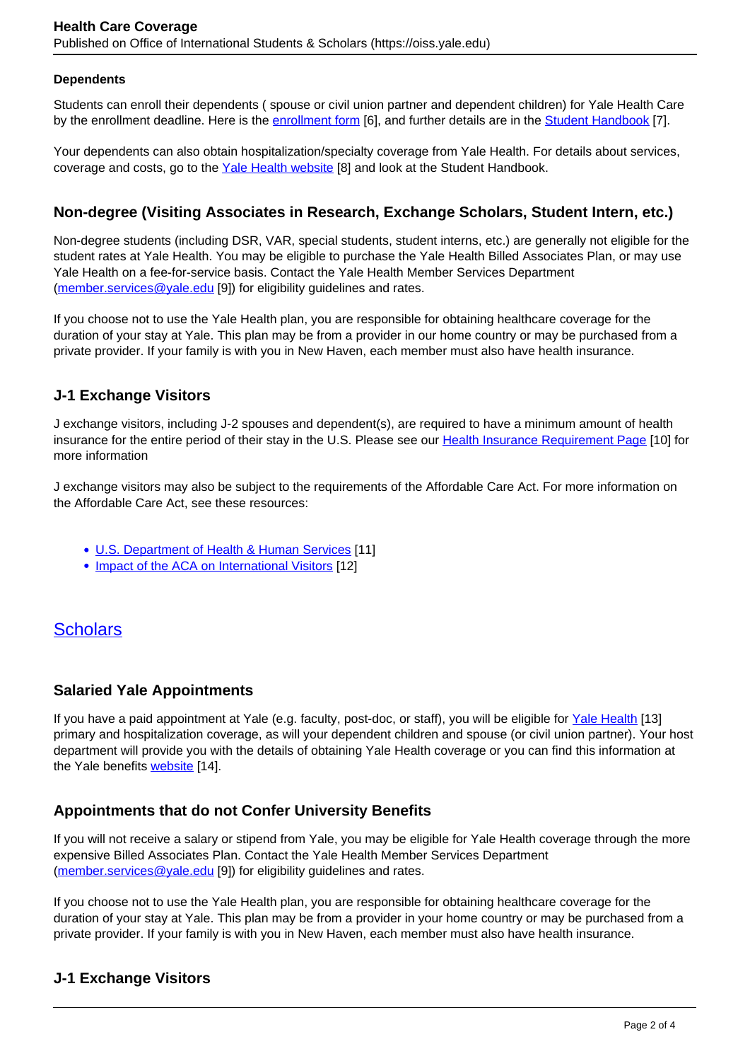#### Dependents

Students can enroll their dependents ( spouse or civil union partner and dependent children) for Yale Health Care by the enrollment deadline. Here is the enrollment form [6], and further details are in the Student Handbook [7].

Your dependents can also obtain hospitalization/specialty coverage from Yale Health. For details about services, coverage and costs, go to the Yale Health website [8] and look at the Student Handbook.

### Non-degree (Visiting Associates in Research, Exchange Scholars, Student Intern, etc.)

Non-degree students (including DSR, VAR, special students, student interns, etc.) are generally not eligible for the student rates at Yale Health. You may be eligible to purchase the Yale Health Billed Associates Plan, or may use Yale Health on a fee-for-service basis. Contact the Yale Health Member Services Department (member.services@yale.edu [9]) for eligibility guidelines and rates.

If you choose not to use the Yale Health plan, you are responsible for obtaining healthcare coverage for the duration of your stay at Yale. This plan may be from a provider in our home country or may be purchased from a private provider. If your family is with you in New Haven, each member must also have health insurance.

### J-1 Exchange Visitors

J exchange visitors, including J-2 spouses and dependent(s), are required to have a minimum amount of health insurance for the entire period of their stay in the U.S. Please see our Health Insurance Requirement Page [10] for more information

J exchange visitors may also be subject to the requirements of the Affordable Care Act. For more information on the Affordable Care Act, see these resources:

- U.S. Department of Health & Human Services [11]
- Impact of the ACA on International Visitors [12]

## Scholars

### Salaried Yale Appointments

If you have a paid appointment at Yale (e.g. faculty, post-doc, or staff), you will be eligible for Yale Health [13] primary and hospitalization coverage, as will your dependent children and spouse (or civil union partner). Your host department will provide you with the details of obtaining Yale Health coverage or you can find this information at the Yale benefits website [14].

### Appointments that do not Confer University Benefits

If you will not receive a salary or stipend from Yale, you may be eligible for Yale Health coverage through the more expensive Billed Associates Plan. Contact the Yale Health Member Services Department (member.services@yale.edu [9]) for eligibility guidelines and rates.

If you choose not to use the Yale Health plan, you are responsible for obtaining healthcare coverage for the duration of your stay at Yale. This plan may be from a provider in your home country or may be purchased from a private provider. If your family is with you in New Haven, each member must also have health insurance.

### J-1 Exchange Visitors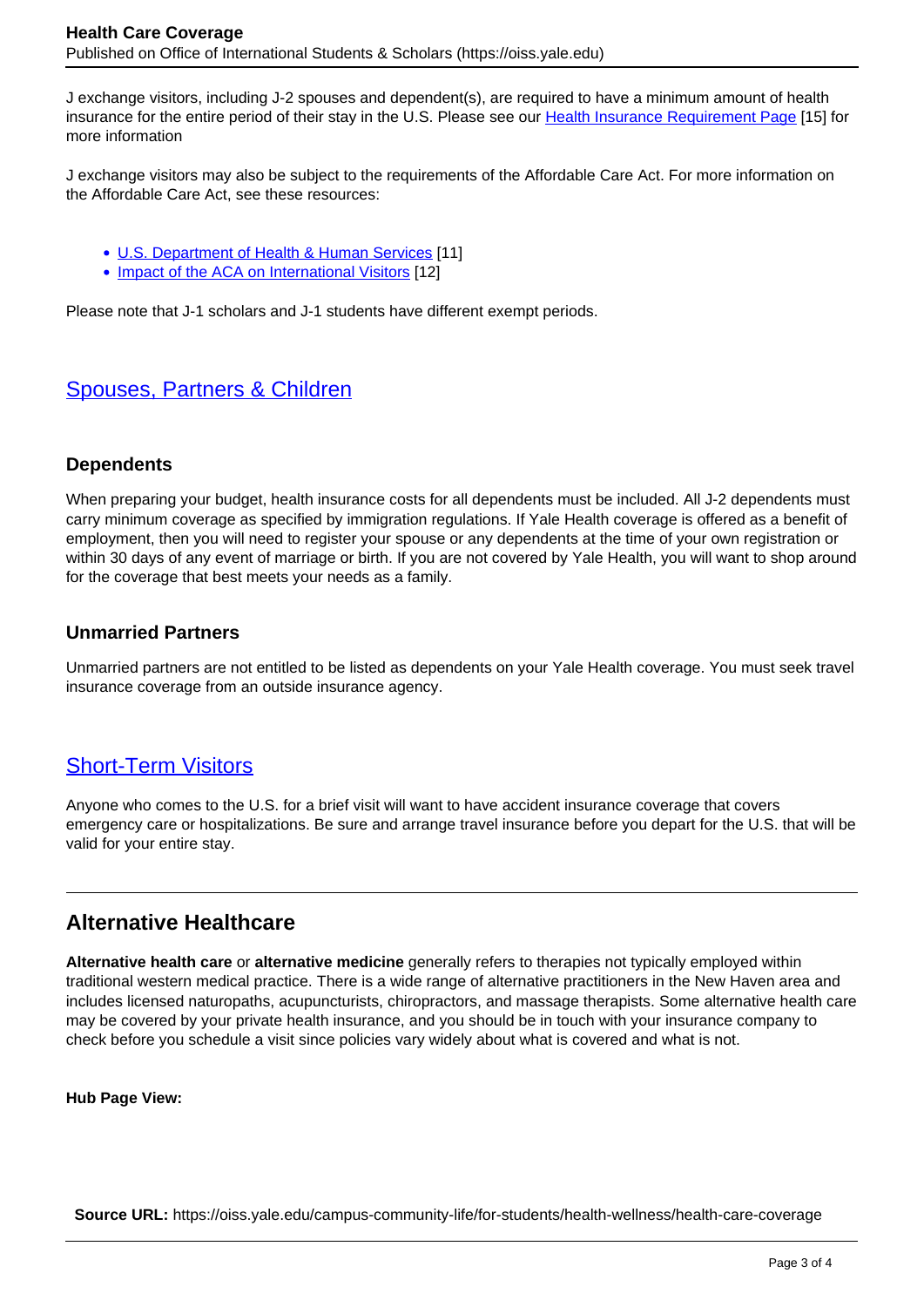J exchange visitors, including J-2 spouses and dependent(s), are required to have a minimum amount of health insurance for the entire period of their stay in the U.S. Please see our [Health Insurance Requirement Page] [15] for more information

J exchange visitors may also be subject to the requirements of the Affordable Care Act. For more information on the Affordable Care Act, see these resources:

- [U.S. Department of Health & Human Services] [11]
- [Impact of the ACA on International Visitors] [12]

Please note that J-1 scholars and J-1 students have different exempt periods.

## Spouses, Partners & Children

### Dependents

When preparing your budget, health insurance costs for all dependents must be included. All J-2 dependents must carry minimum coverage as specified by immigration regulations. If Yale Health coverage is offered as a benefit of employment, then you will need to register your spouse or any dependents at the time of your own registration or within 30 days of any event of marriage or birth. If you are not covered by Yale Health, you will want to shop around for the coverage that best meets your needs as a family.

### Unmarried Partners

Unmarried partners are not entitled to be listed as dependents on your Yale Health coverage. You must seek travel insurance coverage from an outside insurance agency.

## Short-Term Visitors

Anyone who comes to the U.S. for a brief visit will want to have accident insurance coverage that covers emergency care or hospitalizations. Be sure and arrange travel insurance before you depart for the U.S. that will be valid for your entire stay.

---

## Alternative Healthcare

**Alternative health care** or **alternative medicine** generally refers to therapies not typically employed within traditional western medical practice. There is a wide range of alternative practitioners in the New Haven area and includes licensed naturopaths, acupuncturists, chiropractors, and massage therapists. Some alternative health care may be covered by your private health insurance, and you should be in touch with your insurance company to check before you schedule a visit since policies vary widely about what is covered and what is not.

**Hub Page View:**

**Source URL:** https://oiss.yale.edu/campus-community-life/for-students/health-wellness/health-care-coverage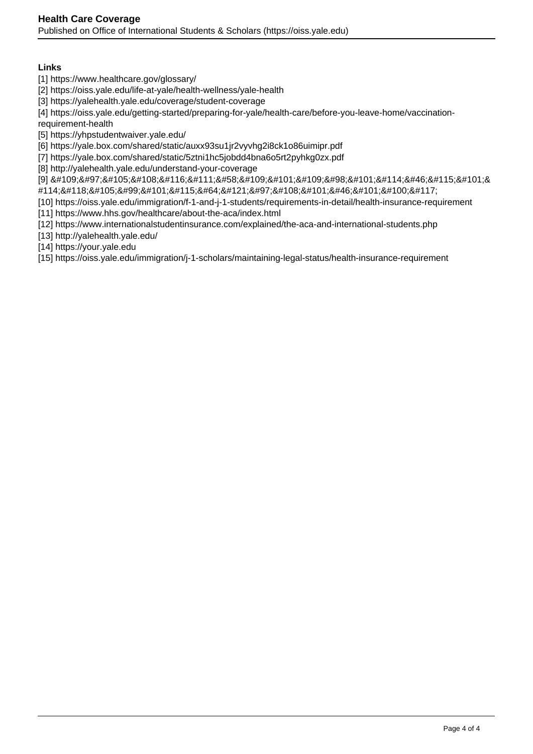**Links**

[1] https://www.healthcare.gov/glossary/
[2] https://oiss.yale.edu/life-at-yale/health-wellness/yale-health
[3] https://yalehealth.yale.edu/coverage/student-coverage
[4] https://oiss.yale.edu/getting-started/preparing-for-yale/health-care/before-you-leave-home/vaccination-requirement-health
[5] https://yhpstudentwaiver.yale.edu/
[6] https://yale.box.com/shared/static/auxx93su1jr2vyvhg2i8ck1o86uimipr.pdf
[7] https://yale.box.com/shared/static/5ztni1hc5jobdd4bna6o5rt2pyhkg0zx.pdf
[8] http://yalehealth.yale.edu/understand-your-coverage
[9] &#109;&#97;&#105;&#108;&#116;&#111;&#58;&#109;&#101;&#109;&#98;&#101;&#114;&#46;&#115;&#101;&#114;&#118;&#105;&#99;&#101;&#115;&#64;&#121;&#97;&#108;&#101;&#46;&#101;&#100;&#117;
[10] https://oiss.yale.edu/immigration/f-1-and-j-1-students/requirements-in-detail/health-insurance-requirement
[11] https://www.hhs.gov/healthcare/about-the-aca/index.html
[12] https://www.internationalstudentinsurance.com/explained/the-aca-and-international-students.php
[13] http://yalehealth.yale.edu/
[14] https://your.yale.edu
[15] https://oiss.yale.edu/immigration/j-1-scholars/maintaining-legal-status/health-insurance-requirement